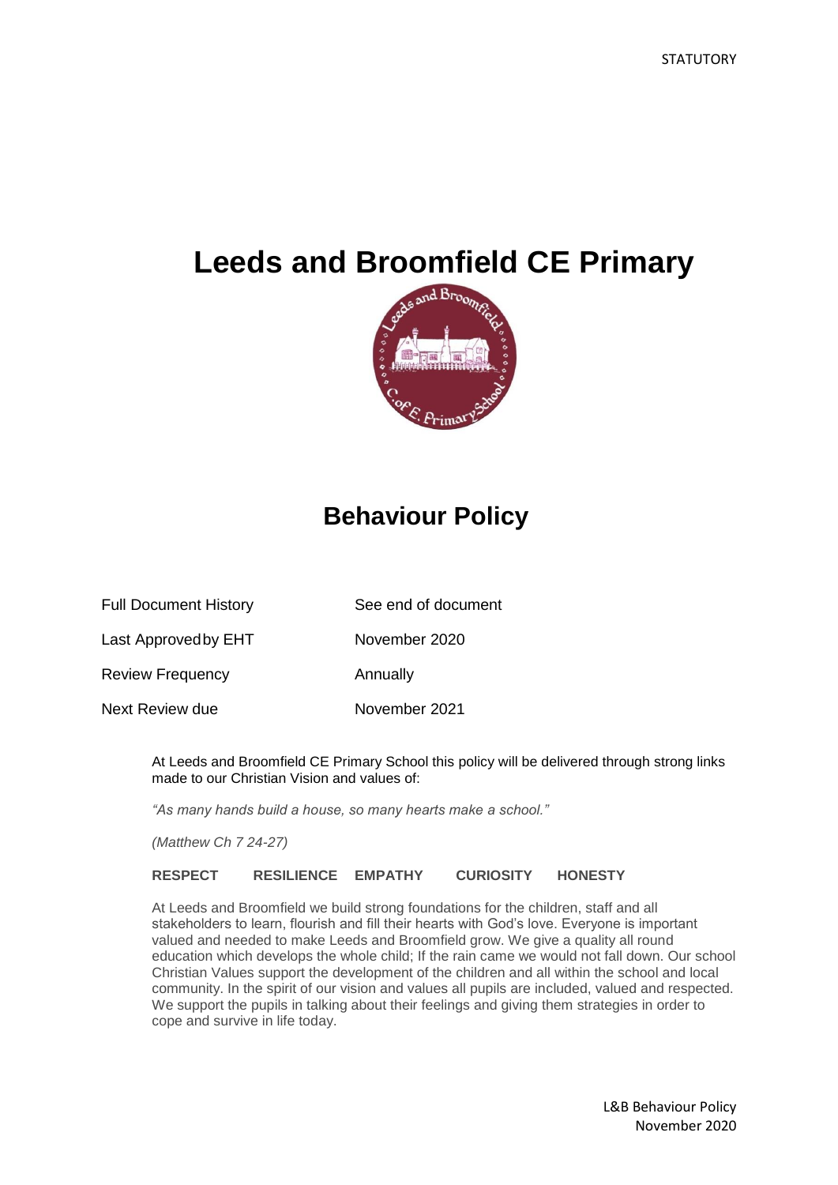STATUTORY

# Leeds and Broomfield CE Primary

## Behaviour Policy

| | |
|---|---|
| Full Document History | See end of document |
| Last Approved by EHT | November 2020 |
| Review Frequency | Annually |
| Next Review due | November 2021 |

At Leeds and Broomfield CE Primary School this policy will be delivered through strong links made to our Christian Vision and values of:

*"As many hands build a house, so many hearts make a school."*

*(Matthew Ch 7 24-27)*

**RESPECT RESILIENCE EMPATHY CURIOSITY HONESTY**

At Leeds and Broomfield we build strong foundations for the children, staff and all stakeholders to learn, flourish and fill their hearts with God's love. Everyone is important valued and needed to make Leeds and Broomfield grow. We give a quality all round education which develops the whole child; If the rain came we would not fall down. Our school Christian Values support the development of the children and all within the school and local community. In the spirit of our vision and values all pupils are included, valued and respected. We support the pupils in talking about their feelings and giving them strategies in order to cope and survive in life today.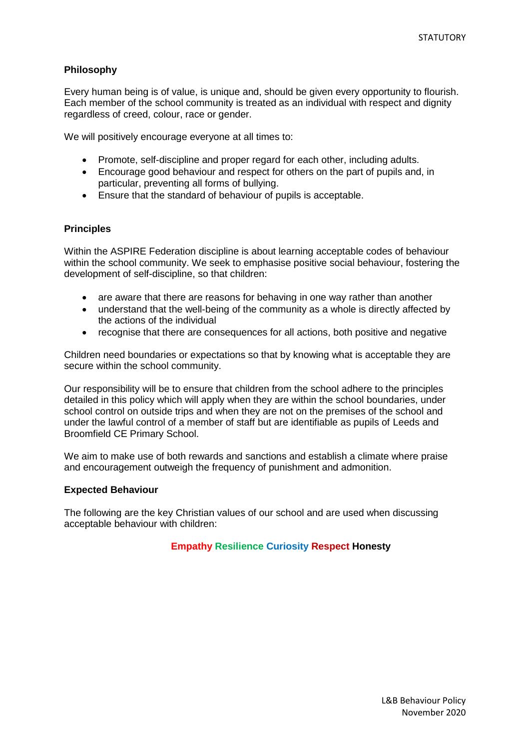**Philosophy**

Every human being is of value, is unique and, should be given every opportunity to flourish. Each member of the school community is treated as an individual with respect and dignity regardless of creed, colour, race or gender.

We will positively encourage everyone at all times to:

- Promote, self-discipline and proper regard for each other, including adults.
- Encourage good behaviour and respect for others on the part of pupils and, in particular, preventing all forms of bullying.
- Ensure that the standard of behaviour of pupils is acceptable.

**Principles**

Within the ASPIRE Federation discipline is about learning acceptable codes of behaviour within the school community. We seek to emphasise positive social behaviour, fostering the development of self-discipline, so that children:

- are aware that there are reasons for behaving in one way rather than another
- understand that the well-being of the community as a whole is directly affected by the actions of the individual
- recognise that there are consequences for all actions, both positive and negative

Children need boundaries or expectations so that by knowing what is acceptable they are secure within the school community.

Our responsibility will be to ensure that children from the school adhere to the principles detailed in this policy which will apply when they are within the school boundaries, under school control on outside trips and when they are not on the premises of the school and under the lawful control of a member of staff but are identifiable as pupils of Leeds and Broomfield CE Primary School.

We aim to make use of both rewards and sanctions and establish a climate where praise and encouragement outweigh the frequency of punishment and admonition.

**Expected Behaviour**

The following are the key Christian values of our school and are used when discussing acceptable behaviour with children:

**Empathy Resilience Curiosity Respect Honesty**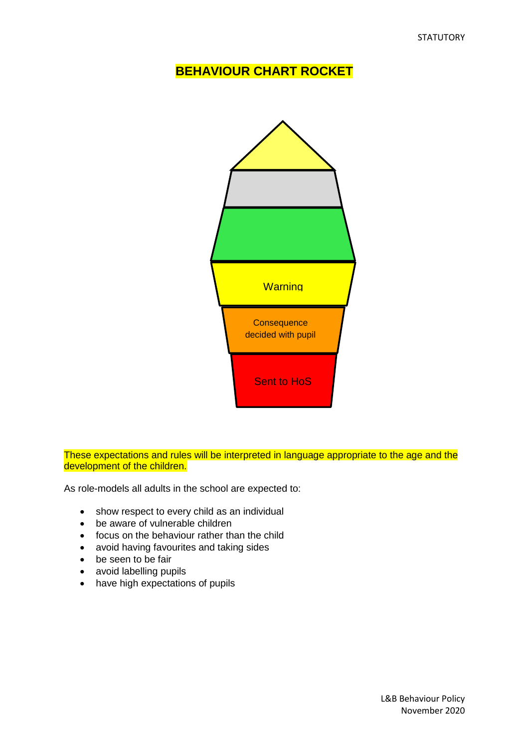# BEHAVIOUR CHART ROCKET

Warning

Consequence decided with pupil

Sent to HoS

These expectations and rules will be interpreted in language appropriate to the age and the development of the children.

As role-models all adults in the school are expected to:

- show respect to every child as an individual
- be aware of vulnerable children
- focus on the behaviour rather than the child
- avoid having favourites and taking sides
- be seen to be fair
- avoid labelling pupils
- have high expectations of pupils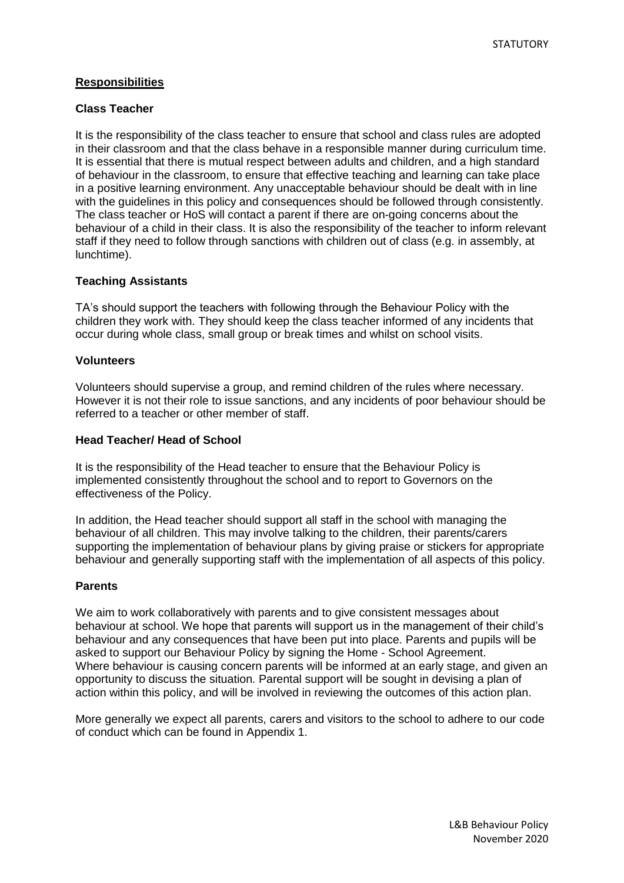## Responsibilities

### Class Teacher

It is the responsibility of the class teacher to ensure that school and class rules are adopted in their classroom and that the class behave in a responsible manner during curriculum time. It is essential that there is mutual respect between adults and children, and a high standard of behaviour in the classroom, to ensure that effective teaching and learning can take place in a positive learning environment. Any unacceptable behaviour should be dealt with in line with the guidelines in this policy and consequences should be followed through consistently. The class teacher or HoS will contact a parent if there are on-going concerns about the behaviour of a child in their class. It is also the responsibility of the teacher to inform relevant staff if they need to follow through sanctions with children out of class (e.g. in assembly, at lunchtime).

### Teaching Assistants

TA's should support the teachers with following through the Behaviour Policy with the children they work with. They should keep the class teacher informed of any incidents that occur during whole class, small group or break times and whilst on school visits.

### Volunteers

Volunteers should supervise a group, and remind children of the rules where necessary. However it is not their role to issue sanctions, and any incidents of poor behaviour should be referred to a teacher or other member of staff.

### Head Teacher/ Head of School

It is the responsibility of the Head teacher to ensure that the Behaviour Policy is implemented consistently throughout the school and to report to Governors on the effectiveness of the Policy.

In addition, the Head teacher should support all staff in the school with managing the behaviour of all children. This may involve talking to the children, their parents/carers supporting the implementation of behaviour plans by giving praise or stickers for appropriate behaviour and generally supporting staff with the implementation of all aspects of this policy.

### Parents

We aim to work collaboratively with parents and to give consistent messages about behaviour at school. We hope that parents will support us in the management of their child's behaviour and any consequences that have been put into place. Parents and pupils will be asked to support our Behaviour Policy by signing the Home - School Agreement.
Where behaviour is causing concern parents will be informed at an early stage, and given an opportunity to discuss the situation. Parental support will be sought in devising a plan of action within this policy, and will be involved in reviewing the outcomes of this action plan.

More generally we expect all parents, carers and visitors to the school to adhere to our code of conduct which can be found in Appendix 1.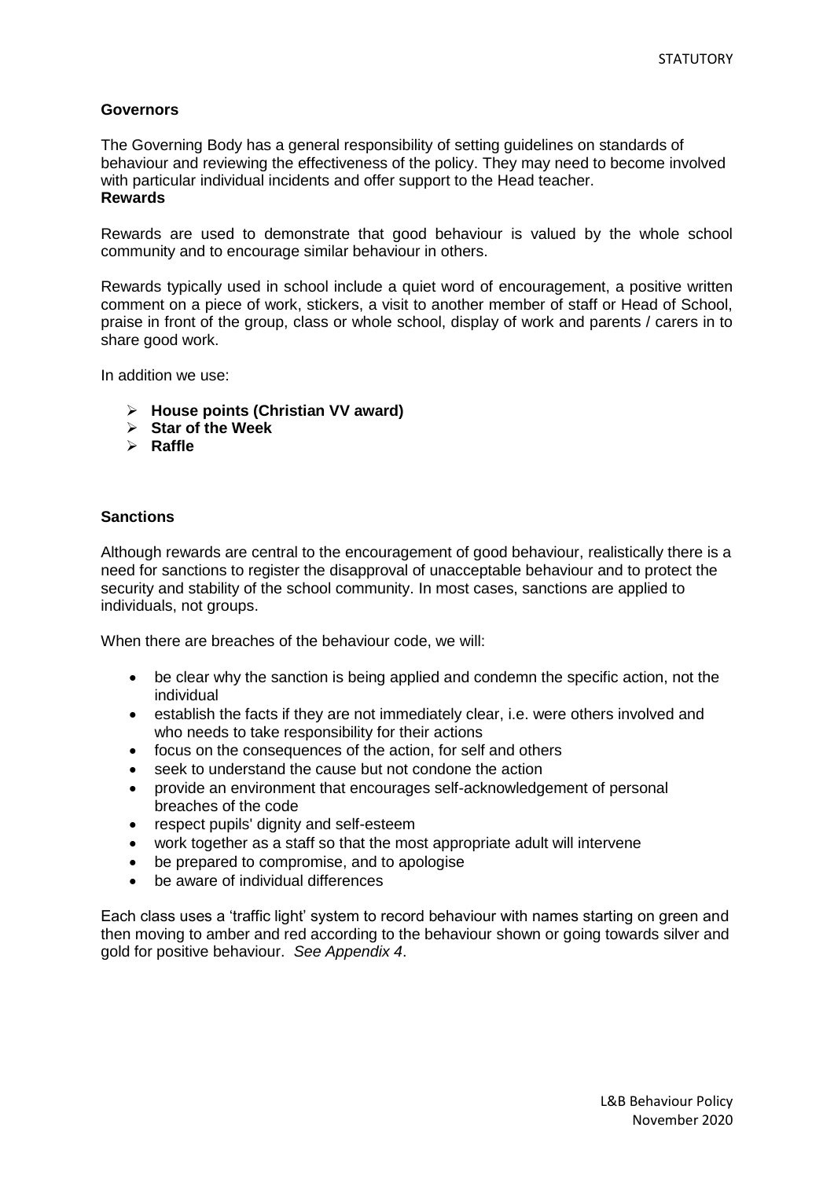**Governors**

The Governing Body has a general responsibility of setting guidelines on standards of behaviour and reviewing the effectiveness of the policy. They may need to become involved with particular individual incidents and offer support to the Head teacher.

**Rewards**

Rewards are used to demonstrate that good behaviour is valued by the whole school community and to encourage similar behaviour in others.

Rewards typically used in school include a quiet word of encouragement, a positive written comment on a piece of work, stickers, a visit to another member of staff or Head of School, praise in front of the group, class or whole school, display of work and parents / carers in to share good work.

In addition we use:

- **House points (Christian VV award)**
- **Star of the Week**
- **Raffle**

**Sanctions**

Although rewards are central to the encouragement of good behaviour, realistically there is a need for sanctions to register the disapproval of unacceptable behaviour and to protect the security and stability of the school community. In most cases, sanctions are applied to individuals, not groups.

When there are breaches of the behaviour code, we will:

- be clear why the sanction is being applied and condemn the specific action, not the individual
- establish the facts if they are not immediately clear, i.e. were others involved and who needs to take responsibility for their actions
- focus on the consequences of the action, for self and others
- seek to understand the cause but not condone the action
- provide an environment that encourages self-acknowledgement of personal breaches of the code
- respect pupils' dignity and self-esteem
- work together as a staff so that the most appropriate adult will intervene
- be prepared to compromise, and to apologise
- be aware of individual differences

Each class uses a 'traffic light' system to record behaviour with names starting on green and then moving to amber and red according to the behaviour shown or going towards silver and gold for positive behaviour. *See Appendix 4*.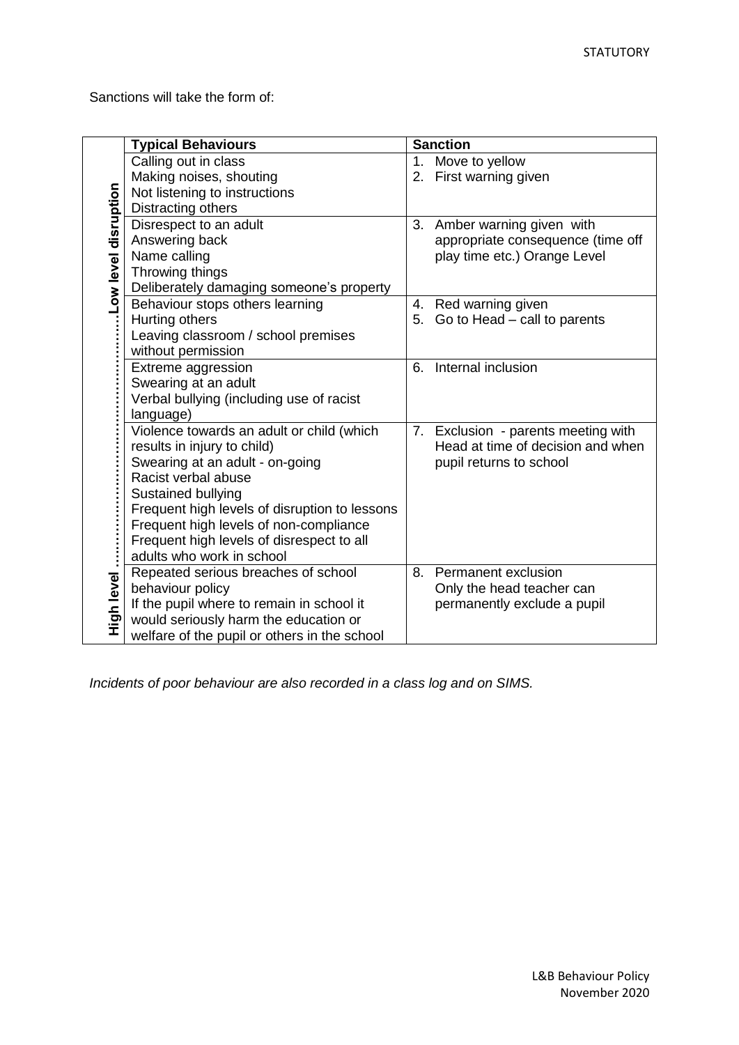Sanctions will take the form of:

| High level ………………………………Low level disruption | Typical Behaviours | Sanction |
|---|---|---|
| | Calling out in class<br>Making noises, shouting<br>Not listening to instructions<br>Distracting others | 1. Move to yellow<br>2. First warning given |
| | Disrespect to an adult<br>Answering back<br>Name calling<br>Throwing things<br>Deliberately damaging someone's property | 3. Amber warning given with appropriate consequence (time off play time etc.) Orange Level |
| | Behaviour stops others learning<br>Hurting others<br>Leaving classroom / school premises without permission | 4. Red warning given<br>5. Go to Head – call to parents |
| | Extreme aggression<br>Swearing at an adult<br>Verbal bullying (including use of racist language) | 6. Internal inclusion |
| | Violence towards an adult or child (which results in injury to child)<br>Swearing at an adult - on-going<br>Racist verbal abuse<br>Sustained bullying<br>Frequent high levels of disruption to lessons<br>Frequent high levels of non-compliance<br>Frequent high levels of disrespect to all adults who work in school | 7. Exclusion - parents meeting with Head at time of decision and when pupil returns to school |
| | Repeated serious breaches of school behaviour policy<br>If the pupil where to remain in school it would seriously harm the education or welfare of the pupil or others in the school | 8. Permanent exclusion<br>Only the head teacher can permanently exclude a pupil |

*Incidents of poor behaviour are also recorded in a class log and on SIMS.*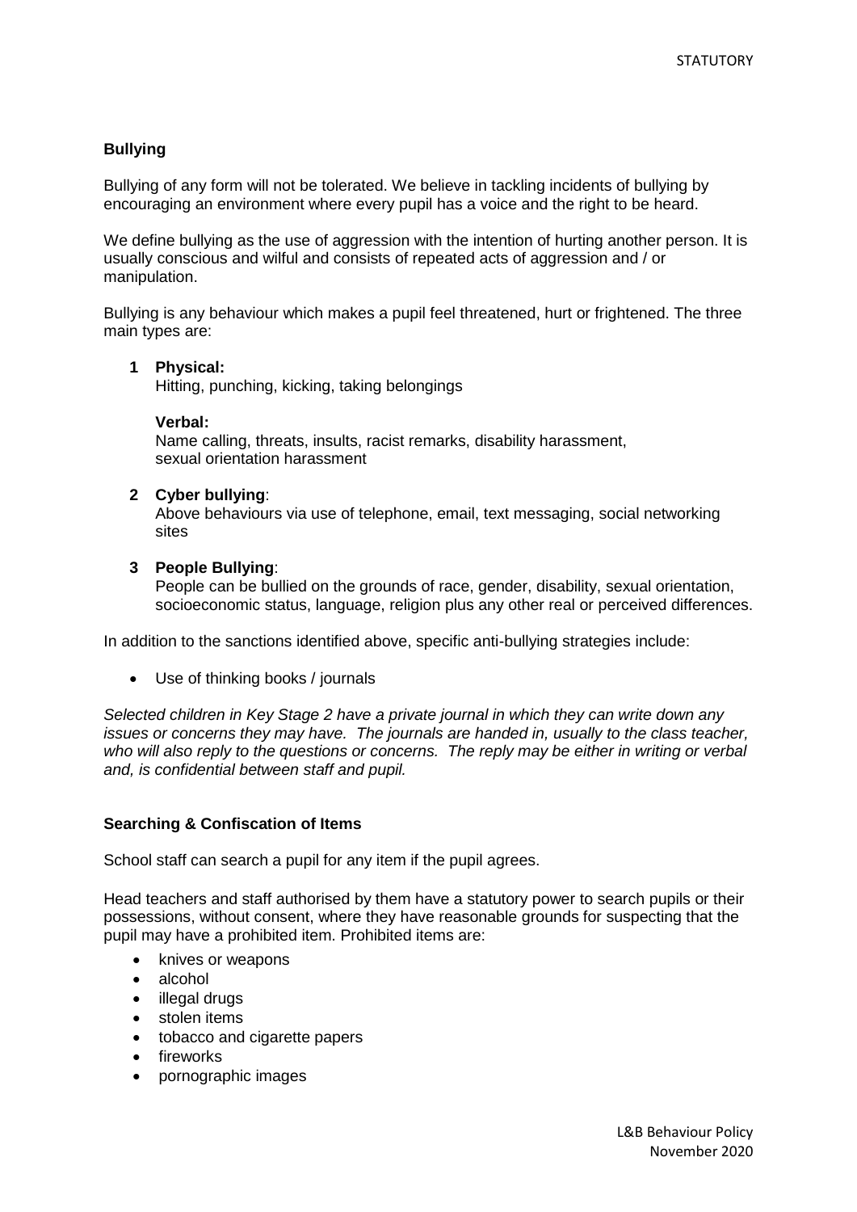## Bullying

Bullying of any form will not be tolerated. We believe in tackling incidents of bullying by encouraging an environment where every pupil has a voice and the right to be heard.

We define bullying as the use of aggression with the intention of hurting another person. It is usually conscious and wilful and consists of repeated acts of aggression and / or manipulation.

Bullying is any behaviour which makes a pupil feel threatened, hurt or frightened. The three main types are:

1. **Physical:**
   Hitting, punching, kicking, taking belongings

   **Verbal:**
   Name calling, threats, insults, racist remarks, disability harassment, sexual orientation harassment

2. **Cyber bullying**:
   Above behaviours via use of telephone, email, text messaging, social networking sites

3. **People Bullying**:
   People can be bullied on the grounds of race, gender, disability, sexual orientation, socioeconomic status, language, religion plus any other real or perceived differences.

In addition to the sanctions identified above, specific anti-bullying strategies include:

- Use of thinking books / journals

*Selected children in Key Stage 2 have a private journal in which they can write down any issues or concerns they may have. The journals are handed in, usually to the class teacher, who will also reply to the questions or concerns. The reply may be either in writing or verbal and, is confidential between staff and pupil.*

## Searching & Confiscation of Items

School staff can search a pupil for any item if the pupil agrees.

Head teachers and staff authorised by them have a statutory power to search pupils or their possessions, without consent, where they have reasonable grounds for suspecting that the pupil may have a prohibited item. Prohibited items are:

- knives or weapons
- alcohol
- illegal drugs
- stolen items
- tobacco and cigarette papers
- fireworks
- pornographic images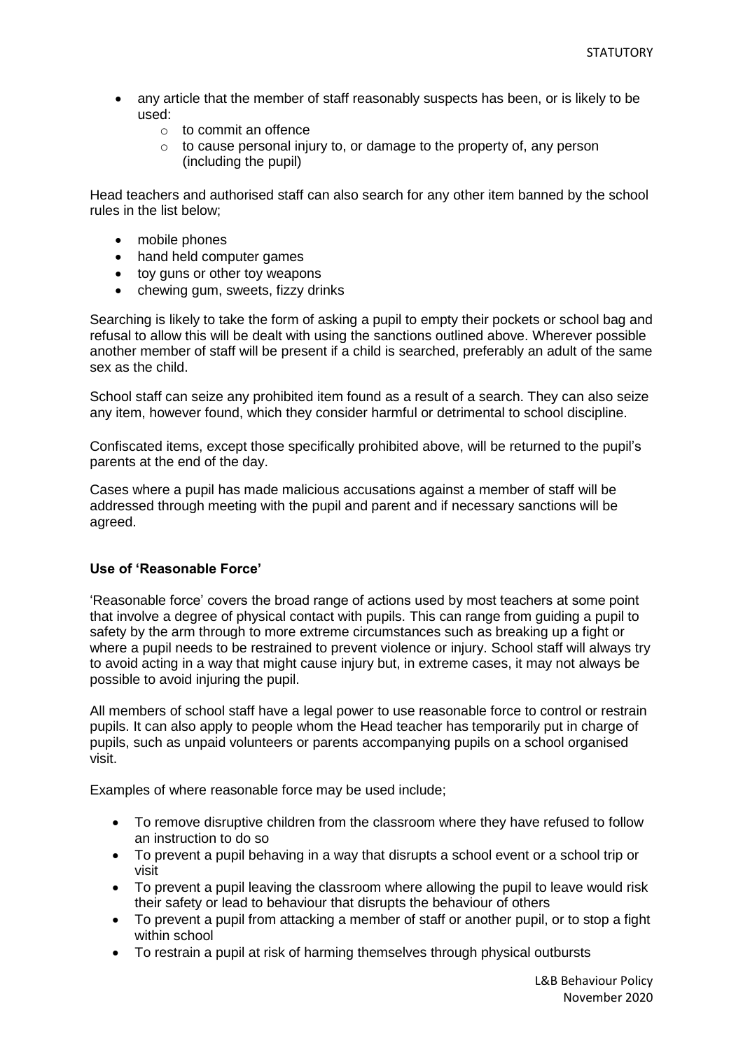- any article that the member of staff reasonably suspects has been, or is likely to be used:
    - to commit an offence
    - to cause personal injury to, or damage to the property of, any person (including the pupil)

Head teachers and authorised staff can also search for any other item banned by the school rules in the list below;

- mobile phones
- hand held computer games
- toy guns or other toy weapons
- chewing gum, sweets, fizzy drinks

Searching is likely to take the form of asking a pupil to empty their pockets or school bag and refusal to allow this will be dealt with using the sanctions outlined above. Wherever possible another member of staff will be present if a child is searched, preferably an adult of the same sex as the child.

School staff can seize any prohibited item found as a result of a search. They can also seize any item, however found, which they consider harmful or detrimental to school discipline.

Confiscated items, except those specifically prohibited above, will be returned to the pupil's parents at the end of the day.

Cases where a pupil has made malicious accusations against a member of staff will be addressed through meeting with the pupil and parent and if necessary sanctions will be agreed.

**Use of 'Reasonable Force'**

'Reasonable force' covers the broad range of actions used by most teachers at some point that involve a degree of physical contact with pupils. This can range from guiding a pupil to safety by the arm through to more extreme circumstances such as breaking up a fight or where a pupil needs to be restrained to prevent violence or injury. School staff will always try to avoid acting in a way that might cause injury but, in extreme cases, it may not always be possible to avoid injuring the pupil.

All members of school staff have a legal power to use reasonable force to control or restrain pupils. It can also apply to people whom the Head teacher has temporarily put in charge of pupils, such as unpaid volunteers or parents accompanying pupils on a school organised visit.

Examples of where reasonable force may be used include;

- To remove disruptive children from the classroom where they have refused to follow an instruction to do so
- To prevent a pupil behaving in a way that disrupts a school event or a school trip or visit
- To prevent a pupil leaving the classroom where allowing the pupil to leave would risk their safety or lead to behaviour that disrupts the behaviour of others
- To prevent a pupil from attacking a member of staff or another pupil, or to stop a fight within school
- To restrain a pupil at risk of harming themselves through physical outbursts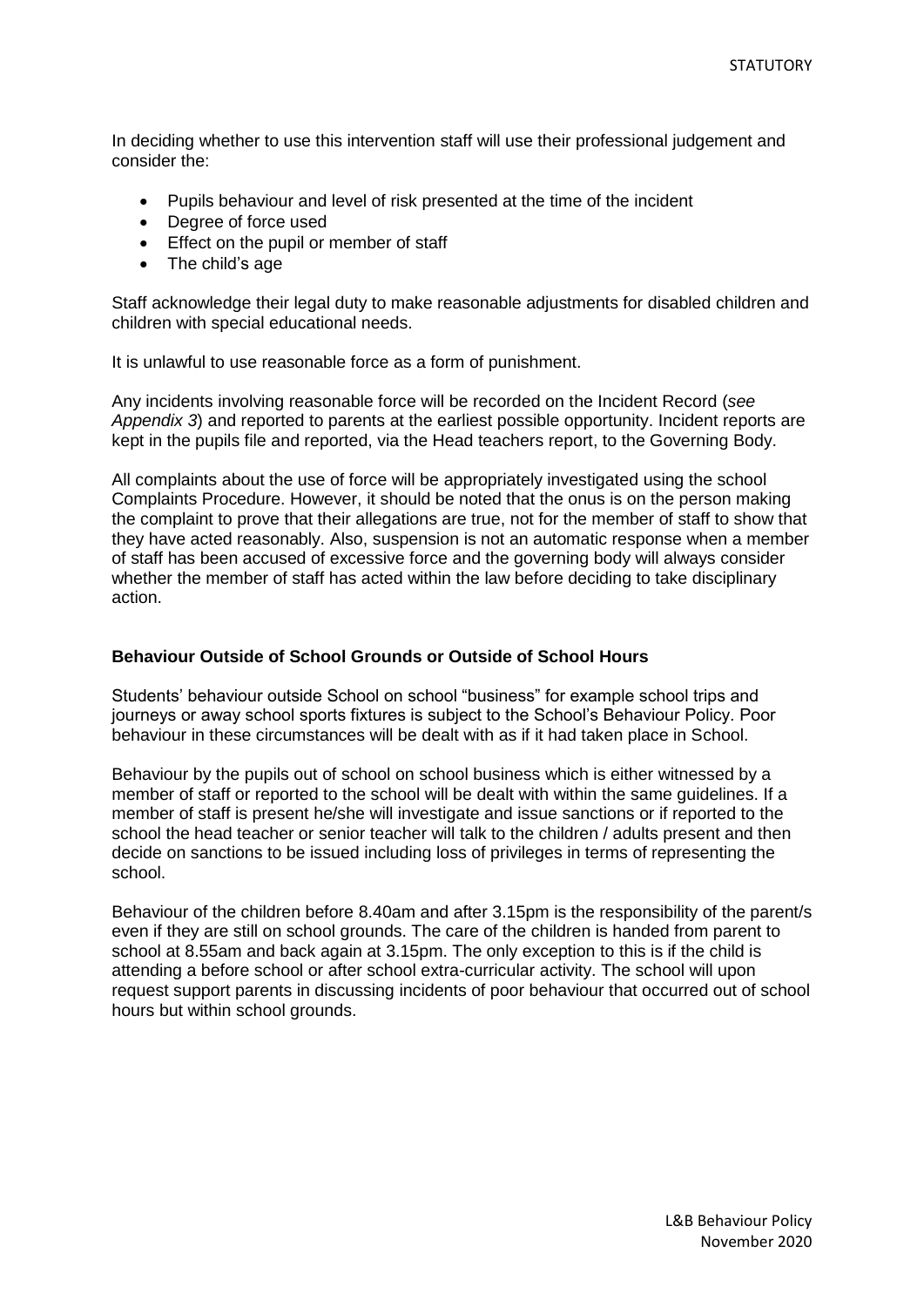In deciding whether to use this intervention staff will use their professional judgement and consider the:

- Pupils behaviour and level of risk presented at the time of the incident
- Degree of force used
- Effect on the pupil or member of staff
- The child's age

Staff acknowledge their legal duty to make reasonable adjustments for disabled children and children with special educational needs.

It is unlawful to use reasonable force as a form of punishment.

Any incidents involving reasonable force will be recorded on the Incident Record (*see Appendix 3*) and reported to parents at the earliest possible opportunity. Incident reports are kept in the pupils file and reported, via the Head teachers report, to the Governing Body.

All complaints about the use of force will be appropriately investigated using the school Complaints Procedure. However, it should be noted that the onus is on the person making the complaint to prove that their allegations are true, not for the member of staff to show that they have acted reasonably. Also, suspension is not an automatic response when a member of staff has been accused of excessive force and the governing body will always consider whether the member of staff has acted within the law before deciding to take disciplinary action.

**Behaviour Outside of School Grounds or Outside of School Hours**

Students' behaviour outside School on school "business" for example school trips and journeys or away school sports fixtures is subject to the School's Behaviour Policy. Poor behaviour in these circumstances will be dealt with as if it had taken place in School.

Behaviour by the pupils out of school on school business which is either witnessed by a member of staff or reported to the school will be dealt with within the same guidelines. If a member of staff is present he/she will investigate and issue sanctions or if reported to the school the head teacher or senior teacher will talk to the children / adults present and then decide on sanctions to be issued including loss of privileges in terms of representing the school.

Behaviour of the children before 8.40am and after 3.15pm is the responsibility of the parent/s even if they are still on school grounds. The care of the children is handed from parent to school at 8.55am and back again at 3.15pm. The only exception to this is if the child is attending a before school or after school extra-curricular activity. The school will upon request support parents in discussing incidents of poor behaviour that occurred out of school hours but within school grounds.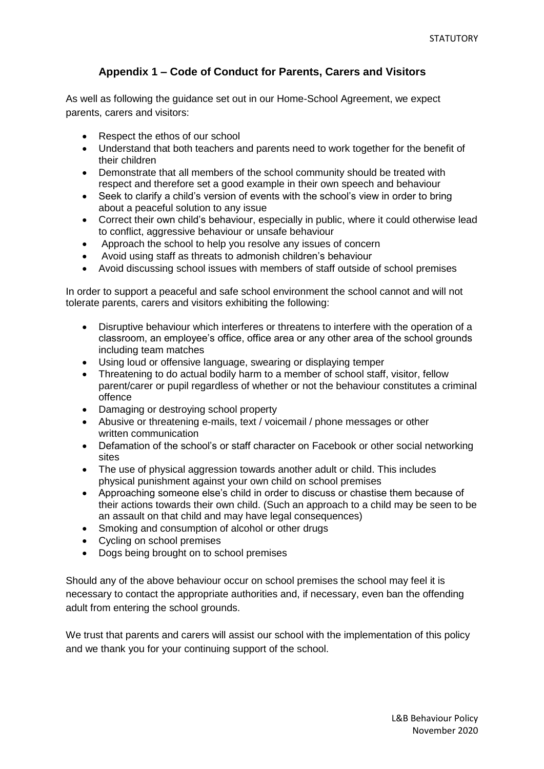## Appendix 1 – Code of Conduct for Parents, Carers and Visitors

As well as following the guidance set out in our Home-School Agreement, we expect parents, carers and visitors:

- Respect the ethos of our school
- Understand that both teachers and parents need to work together for the benefit of their children
- Demonstrate that all members of the school community should be treated with respect and therefore set a good example in their own speech and behaviour
- Seek to clarify a child's version of events with the school's view in order to bring about a peaceful solution to any issue
- Correct their own child's behaviour, especially in public, where it could otherwise lead to conflict, aggressive behaviour or unsafe behaviour
- Approach the school to help you resolve any issues of concern
- Avoid using staff as threats to admonish children's behaviour
- Avoid discussing school issues with members of staff outside of school premises

In order to support a peaceful and safe school environment the school cannot and will not tolerate parents, carers and visitors exhibiting the following:

- Disruptive behaviour which interferes or threatens to interfere with the operation of a classroom, an employee's office, office area or any other area of the school grounds including team matches
- Using loud or offensive language, swearing or displaying temper
- Threatening to do actual bodily harm to a member of school staff, visitor, fellow parent/carer or pupil regardless of whether or not the behaviour constitutes a criminal offence
- Damaging or destroying school property
- Abusive or threatening e-mails, text / voicemail / phone messages or other written communication
- Defamation of the school's or staff character on Facebook or other social networking sites
- The use of physical aggression towards another adult or child. This includes physical punishment against your own child on school premises
- Approaching someone else's child in order to discuss or chastise them because of their actions towards their own child. (Such an approach to a child may be seen to be an assault on that child and may have legal consequences)
- Smoking and consumption of alcohol or other drugs
- Cycling on school premises
- Dogs being brought on to school premises

Should any of the above behaviour occur on school premises the school may feel it is necessary to contact the appropriate authorities and, if necessary, even ban the offending adult from entering the school grounds.

We trust that parents and carers will assist our school with the implementation of this policy and we thank you for your continuing support of the school.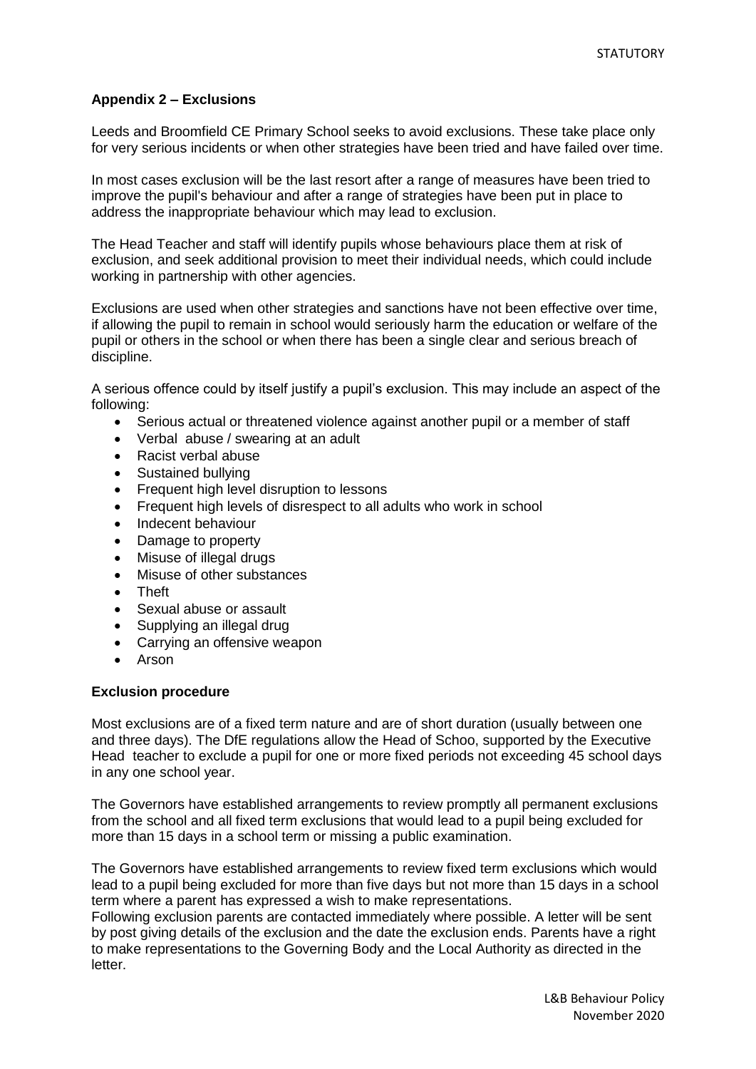## Appendix 2 – Exclusions

Leeds and Broomfield CE Primary School seeks to avoid exclusions. These take place only for very serious incidents or when other strategies have been tried and have failed over time.

In most cases exclusion will be the last resort after a range of measures have been tried to improve the pupil's behaviour and after a range of strategies have been put in place to address the inappropriate behaviour which may lead to exclusion.

The Head Teacher and staff will identify pupils whose behaviours place them at risk of exclusion, and seek additional provision to meet their individual needs, which could include working in partnership with other agencies.

Exclusions are used when other strategies and sanctions have not been effective over time, if allowing the pupil to remain in school would seriously harm the education or welfare of the pupil or others in the school or when there has been a single clear and serious breach of discipline.

A serious offence could by itself justify a pupil's exclusion. This may include an aspect of the following:

- Serious actual or threatened violence against another pupil or a member of staff
- Verbal abuse / swearing at an adult
- Racist verbal abuse
- Sustained bullying
- Frequent high level disruption to lessons
- Frequent high levels of disrespect to all adults who work in school
- Indecent behaviour
- Damage to property
- Misuse of illegal drugs
- Misuse of other substances
- Theft
- Sexual abuse or assault
- Supplying an illegal drug
- Carrying an offensive weapon
- Arson

### Exclusion procedure

Most exclusions are of a fixed term nature and are of short duration (usually between one and three days). The DfE regulations allow the Head of Schoo, supported by the Executive Head teacher to exclude a pupil for one or more fixed periods not exceeding 45 school days in any one school year.

The Governors have established arrangements to review promptly all permanent exclusions from the school and all fixed term exclusions that would lead to a pupil being excluded for more than 15 days in a school term or missing a public examination.

The Governors have established arrangements to review fixed term exclusions which would lead to a pupil being excluded for more than five days but not more than 15 days in a school term where a parent has expressed a wish to make representations.
Following exclusion parents are contacted immediately where possible. A letter will be sent by post giving details of the exclusion and the date the exclusion ends. Parents have a right to make representations to the Governing Body and the Local Authority as directed in the letter.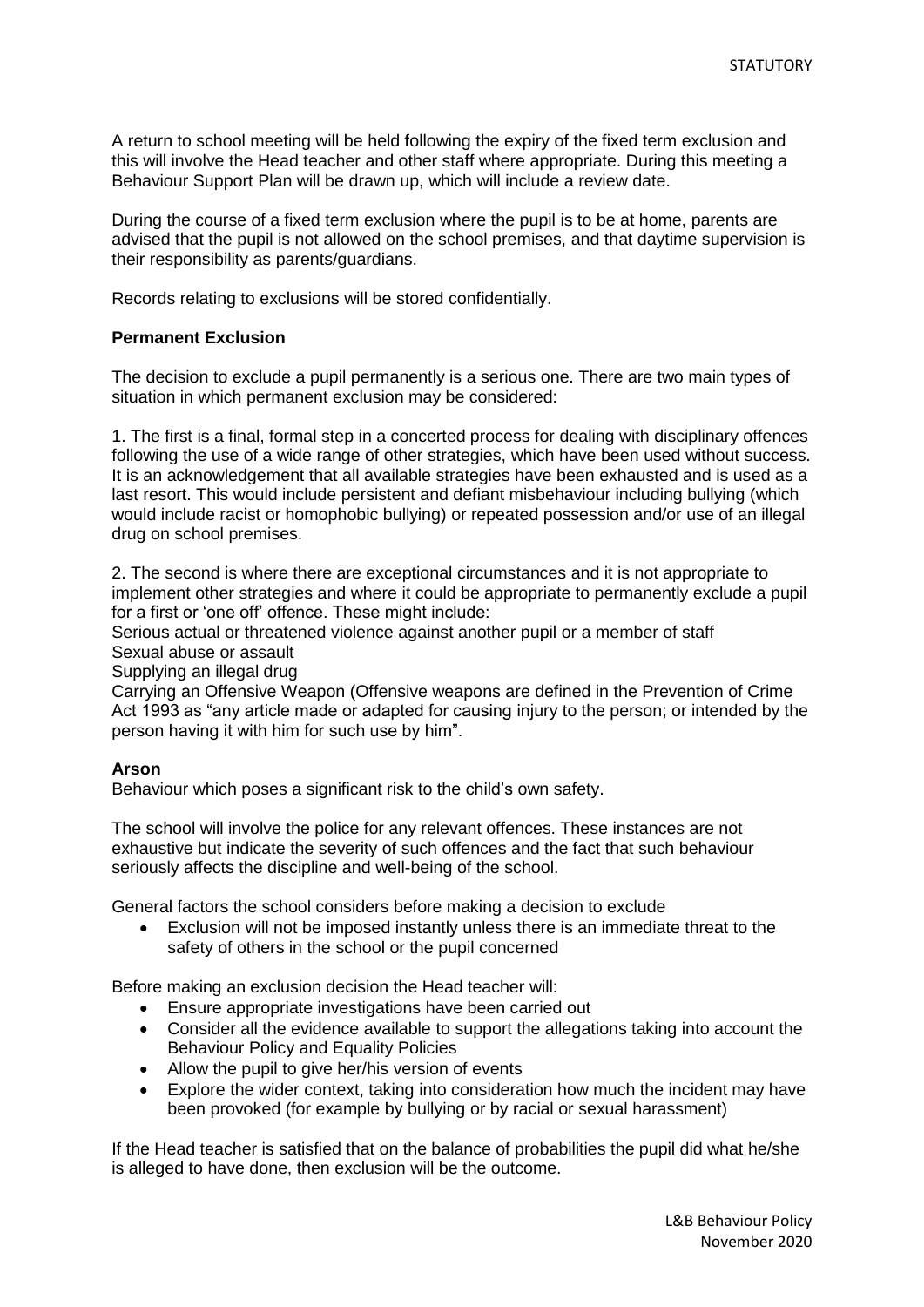A return to school meeting will be held following the expiry of the fixed term exclusion and this will involve the Head teacher and other staff where appropriate. During this meeting a Behaviour Support Plan will be drawn up, which will include a review date.

During the course of a fixed term exclusion where the pupil is to be at home, parents are advised that the pupil is not allowed on the school premises, and that daytime supervision is their responsibility as parents/guardians.

Records relating to exclusions will be stored confidentially.

**Permanent Exclusion**

The decision to exclude a pupil permanently is a serious one. There are two main types of situation in which permanent exclusion may be considered:

1. The first is a final, formal step in a concerted process for dealing with disciplinary offences following the use of a wide range of other strategies, which have been used without success. It is an acknowledgement that all available strategies have been exhausted and is used as a last resort. This would include persistent and defiant misbehaviour including bullying (which would include racist or homophobic bullying) or repeated possession and/or use of an illegal drug on school premises.

2. The second is where there are exceptional circumstances and it is not appropriate to implement other strategies and where it could be appropriate to permanently exclude a pupil for a first or 'one off' offence. These might include:
Serious actual or threatened violence against another pupil or a member of staff
Sexual abuse or assault
Supplying an illegal drug
Carrying an Offensive Weapon (Offensive weapons are defined in the Prevention of Crime Act 1993 as "any article made or adapted for causing injury to the person; or intended by the person having it with him for such use by him".

**Arson**
Behaviour which poses a significant risk to the child's own safety.

The school will involve the police for any relevant offences. These instances are not exhaustive but indicate the severity of such offences and the fact that such behaviour seriously affects the discipline and well-being of the school.

General factors the school considers before making a decision to exclude

- Exclusion will not be imposed instantly unless there is an immediate threat to the safety of others in the school or the pupil concerned

Before making an exclusion decision the Head teacher will:

- Ensure appropriate investigations have been carried out
- Consider all the evidence available to support the allegations taking into account the Behaviour Policy and Equality Policies
- Allow the pupil to give her/his version of events
- Explore the wider context, taking into consideration how much the incident may have been provoked (for example by bullying or by racial or sexual harassment)

If the Head teacher is satisfied that on the balance of probabilities the pupil did what he/she is alleged to have done, then exclusion will be the outcome.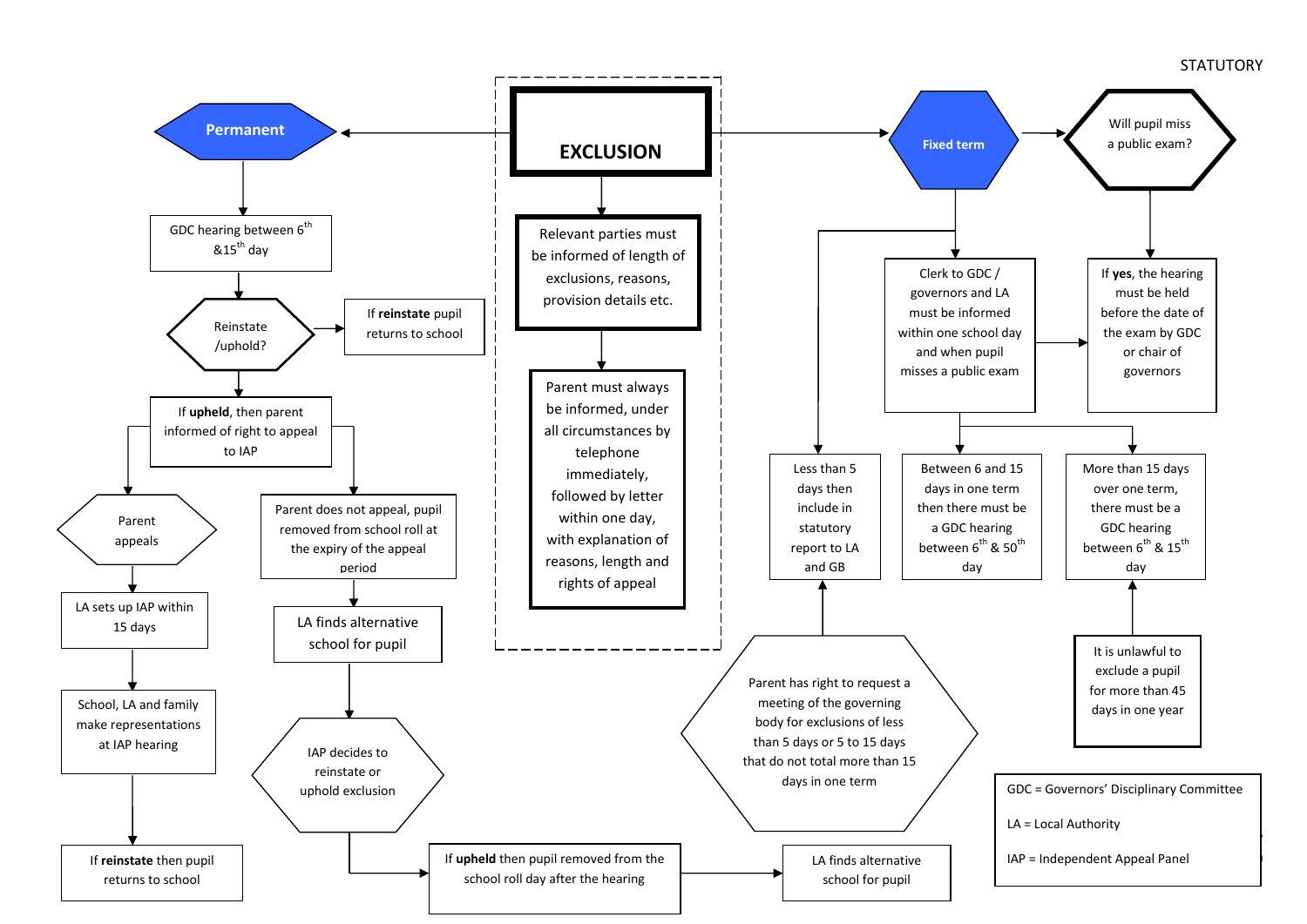STATUTORY

# EXCLUSION

- Relevant parties must be informed of length of exclusions, reasons, provision details etc.
- Parent must always be informed, under all circumstances by telephone immediately, followed by letter within one day, with explanation of reasons, length and rights of appeal

## Permanent

- GDC hearing between 6th &15th day
- Reinstate /uphold?
  - If **reinstate** pupil returns to school
  - If **upheld**, then parent informed of right to appeal to IAP
    - Parent appeals
      - LA sets up IAP within 15 days
      - School, LA and family make representations at IAP hearing
      - If **reinstate** then pupil returns to school
    - Parent does not appeal, pupil removed from school roll at the expiry of the appeal period
      - LA finds alternative school for pupil
      - IAP decides to reinstate or uphold exclusion
      - If **upheld** then pupil removed from the school roll day after the hearing
      - LA finds alternative school for pupil

## Fixed term

- Will pupil miss a public exam?
  - If **yes**, the hearing must be held before the date of the exam by GDC or chair of governors
- Clerk to GDC / governors and LA must be informed within one school day and when pupil misses a public exam
- Less than 5 days then include in statutory report to LA and GB
- Between 6 and 15 days in one term then there must be a GDC hearing between 6th & 50th day
- More than 15 days over one term, there must be a GDC hearing between 6th & 15th day
- Parent has right to request a meeting of the governing body for exclusions of less than 5 days or 5 to 15 days that do not total more than 15 days in one term
- It is unlawful to exclude a pupil for more than 45 days in one year

GDC = Governors' Disciplinary Committee

LA = Local Authority

IAP = Independent Appeal Panel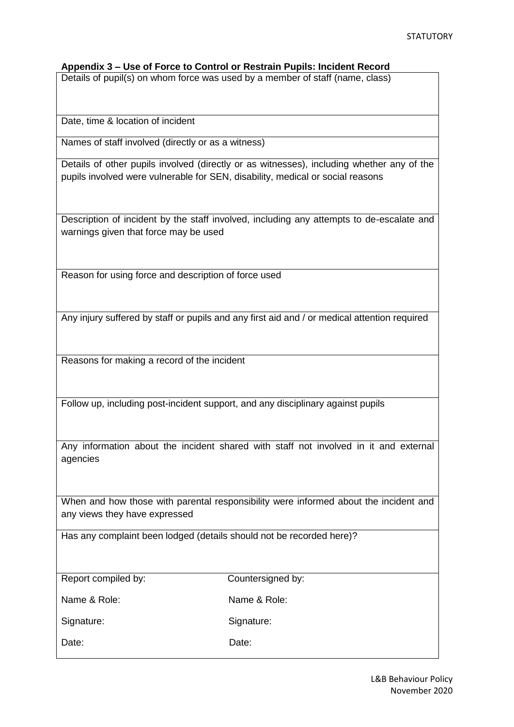**Appendix 3 – Use of Force to Control or Restrain Pupils: Incident Record**

| | |
|---|---|
| Details of pupil(s) on whom force was used by a member of staff (name, class) | |
| Date, time & location of incident | |
| Names of staff involved (directly or as a witness) | |
| Details of other pupils involved (directly or as witnesses), including whether any of the pupils involved were vulnerable for SEN, disability, medical or social reasons | |
| Description of incident by the staff involved, including any attempts to de-escalate and warnings given that force may be used | |
| Reason for using force and description of force used | |
| Any injury suffered by staff or pupils and any first aid and / or medical attention required | |
| Reasons for making a record of the incident | |
| Follow up, including post-incident support, and any disciplinary against pupils | |
| Any information about the incident shared with staff not involved in it and external agencies | |
| When and how those with parental responsibility were informed about the incident and any views they have expressed | |
| Has any complaint been lodged (details should not be recorded here)? | |

| Report compiled by: | Countersigned by: |
|---|---|
| Name & Role: | Name & Role: |
| Signature: | Signature: |
| Date: | Date: |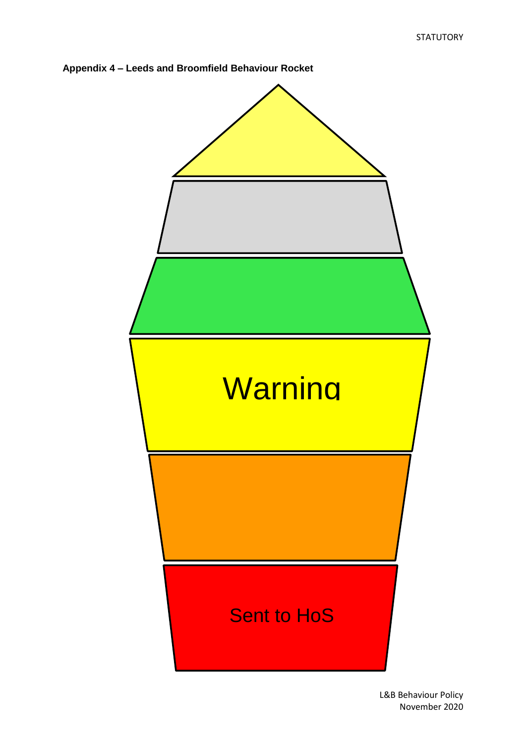**Appendix 4 – Leeds and Broomfield Behaviour Rocket**

Warning

Sent to HoS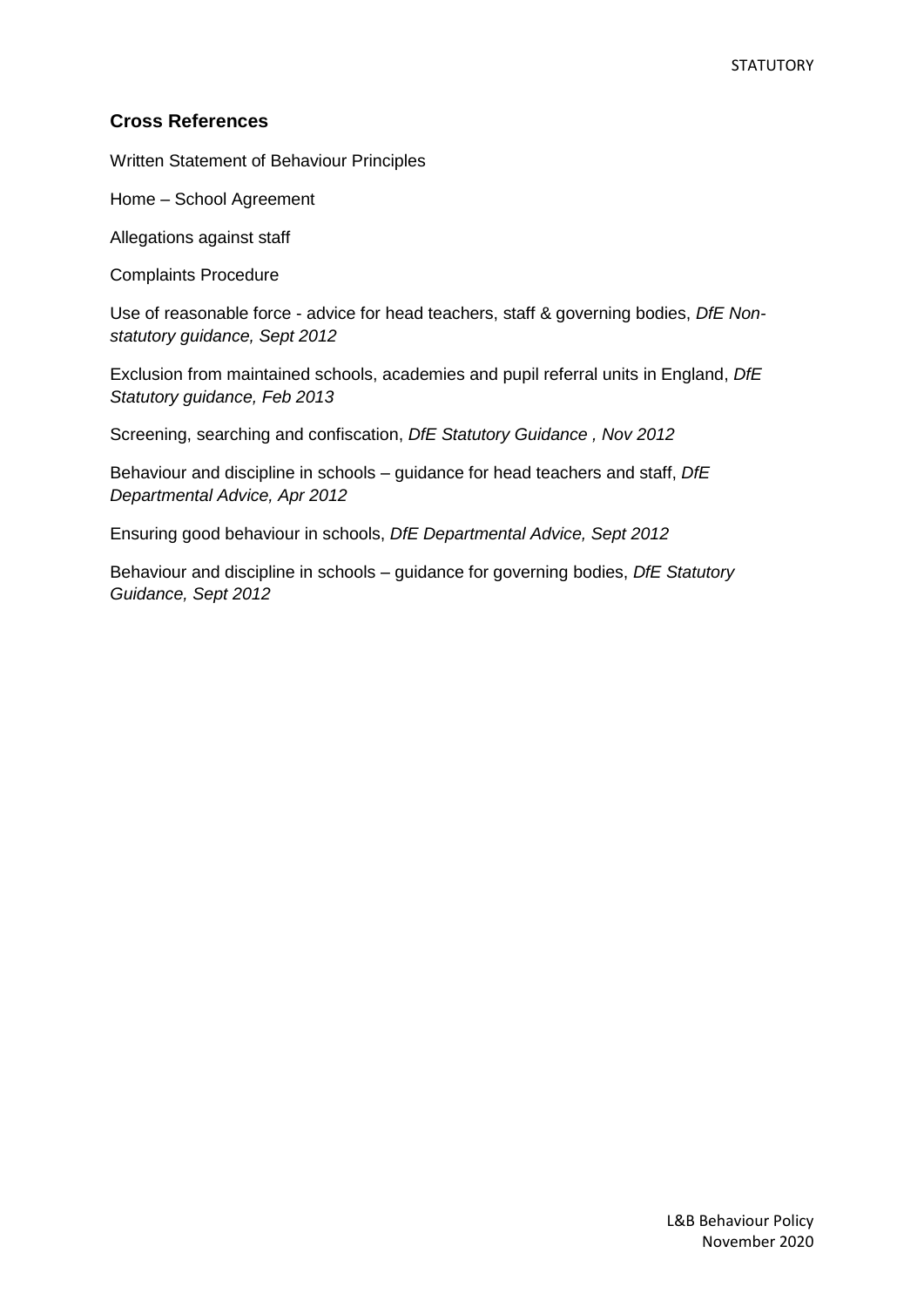## Cross References

Written Statement of Behaviour Principles

Home – School Agreement

Allegations against staff

Complaints Procedure

Use of reasonable force - advice for head teachers, staff & governing bodies, *DfE Non-statutory guidance, Sept 2012*

Exclusion from maintained schools, academies and pupil referral units in England, *DfE Statutory guidance, Feb 2013*

Screening, searching and confiscation, *DfE Statutory Guidance , Nov 2012*

Behaviour and discipline in schools – guidance for head teachers and staff, *DfE Departmental Advice, Apr 2012*

Ensuring good behaviour in schools, *DfE Departmental Advice, Sept 2012*

Behaviour and discipline in schools – guidance for governing bodies, *DfE Statutory Guidance, Sept 2012*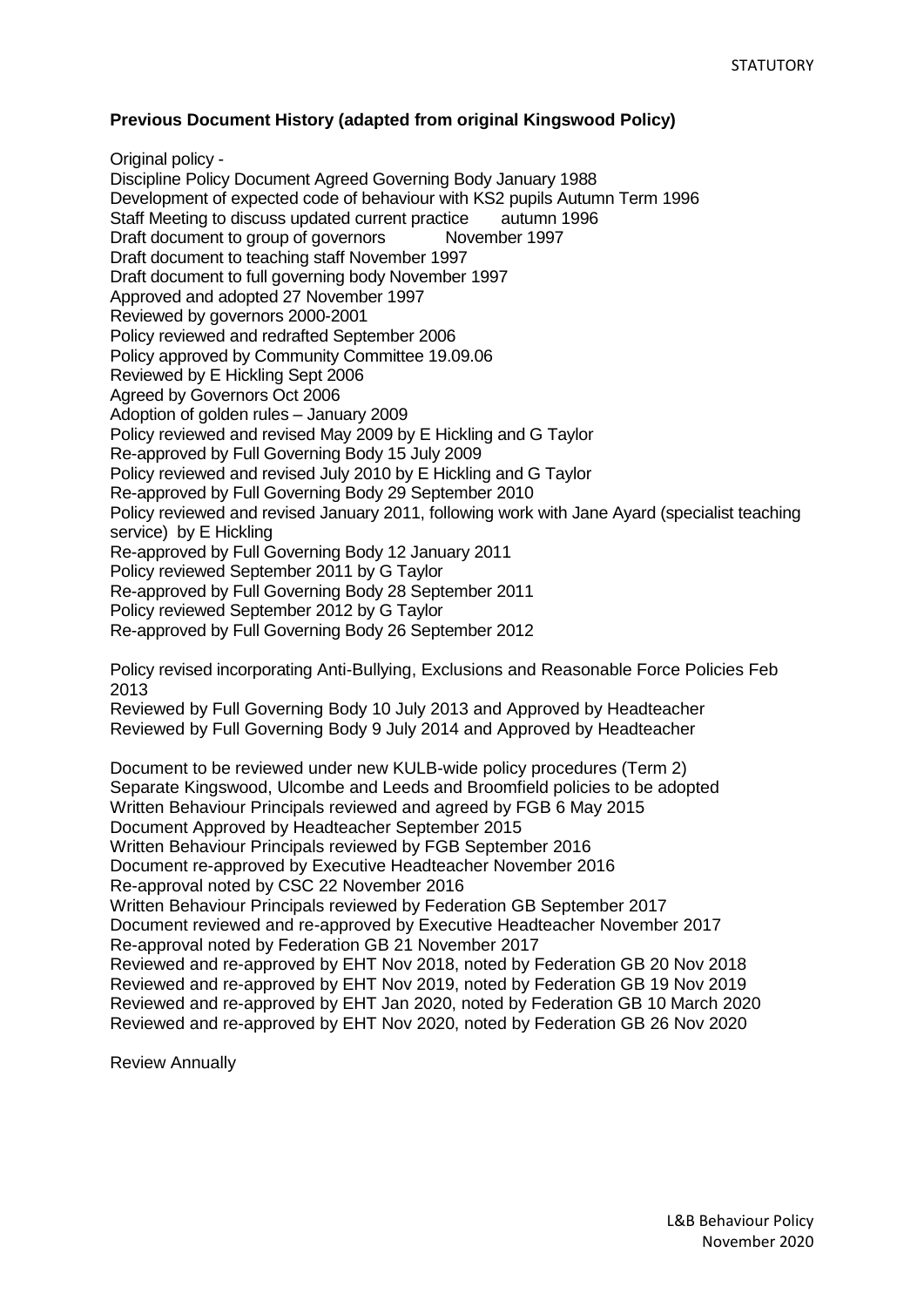**Previous Document History (adapted from original Kingswood Policy)**

Original policy -
Discipline Policy Document Agreed Governing Body January 1988
Development of expected code of behaviour with KS2 pupils Autumn Term 1996
Staff Meeting to discuss updated current practice autumn 1996
Draft document to group of governors November 1997
Draft document to teaching staff November 1997
Draft document to full governing body November 1997
Approved and adopted 27 November 1997
Reviewed by governors 2000-2001
Policy reviewed and redrafted September 2006
Policy approved by Community Committee 19.09.06
Reviewed by E Hickling Sept 2006
Agreed by Governors Oct 2006
Adoption of golden rules – January 2009
Policy reviewed and revised May 2009 by E Hickling and G Taylor
Re-approved by Full Governing Body 15 July 2009
Policy reviewed and revised July 2010 by E Hickling and G Taylor
Re-approved by Full Governing Body 29 September 2010
Policy reviewed and revised January 2011, following work with Jane Ayard (specialist teaching service) by E Hickling
Re-approved by Full Governing Body 12 January 2011
Policy reviewed September 2011 by G Taylor
Re-approved by Full Governing Body 28 September 2011
Policy reviewed September 2012 by G Taylor
Re-approved by Full Governing Body 26 September 2012

Policy revised incorporating Anti-Bullying, Exclusions and Reasonable Force Policies Feb 2013
Reviewed by Full Governing Body 10 July 2013 and Approved by Headteacher
Reviewed by Full Governing Body 9 July 2014 and Approved by Headteacher

Document to be reviewed under new KULB-wide policy procedures (Term 2)
Separate Kingswood, Ulcombe and Leeds and Broomfield policies to be adopted
Written Behaviour Principals reviewed and agreed by FGB 6 May 2015
Document Approved by Headteacher September 2015
Written Behaviour Principals reviewed by FGB September 2016
Document re-approved by Executive Headteacher November 2016
Re-approval noted by CSC 22 November 2016
Written Behaviour Principals reviewed by Federation GB September 2017
Document reviewed and re-approved by Executive Headteacher November 2017
Re-approval noted by Federation GB 21 November 2017
Reviewed and re-approved by EHT Nov 2018, noted by Federation GB 20 Nov 2018
Reviewed and re-approved by EHT Nov 2019, noted by Federation GB 19 Nov 2019
Reviewed and re-approved by EHT Jan 2020, noted by Federation GB 10 March 2020
Reviewed and re-approved by EHT Nov 2020, noted by Federation GB 26 Nov 2020

Review Annually